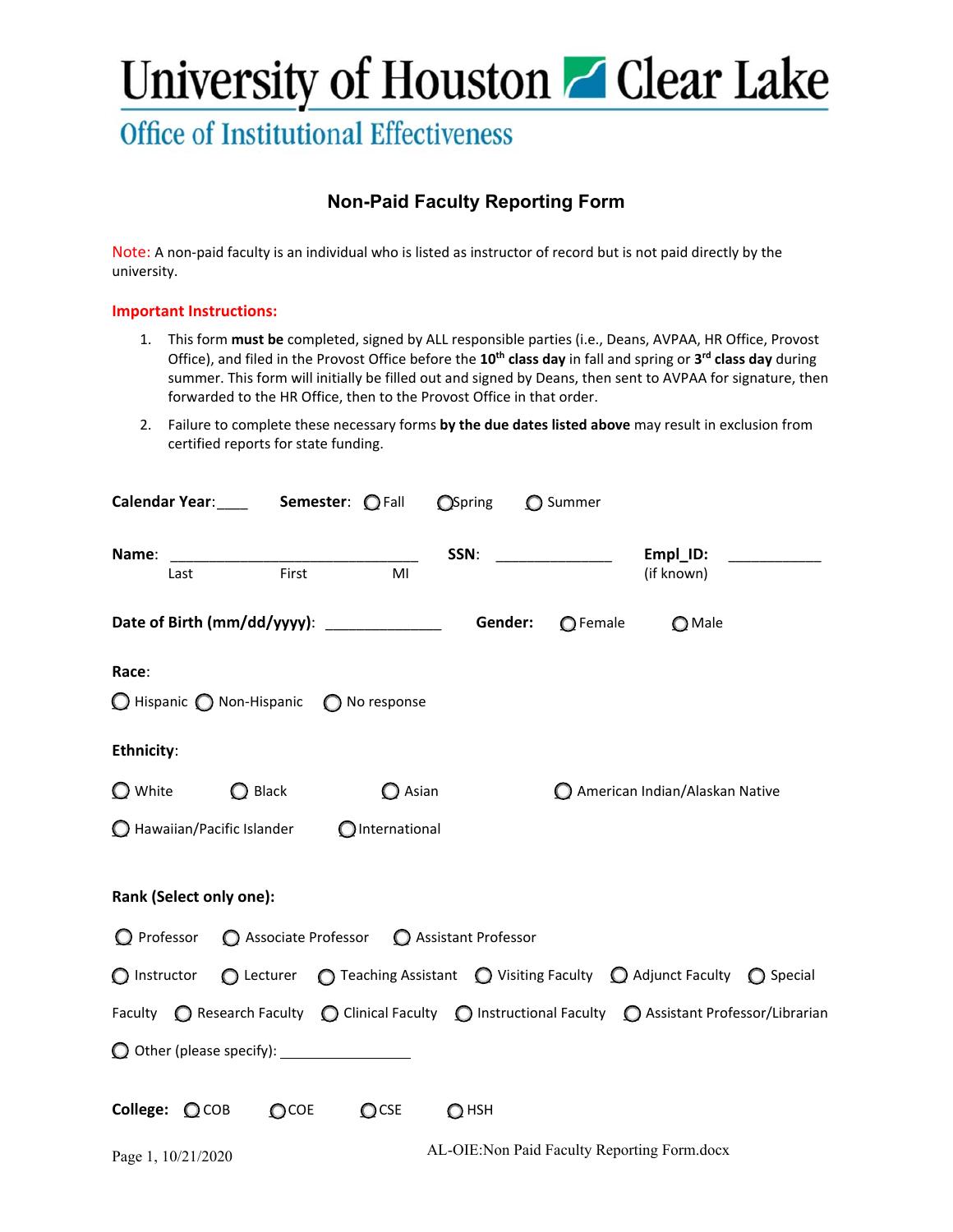# University of Houston Clear Lake

## Office of Institutional Effectiveness

### Non-Paid Faculty Reporting Form

Note: A non-paid faculty is an individual who is listed as instructor of record but is not paid directly by the university.

**Important Instructions:**

1. This form **must be** completed, signed by ALL responsible parties (i.e., Deans, AVPAA, HR Office, Provost Office), and filed in the Provost Office before the **10th class day** in fall and spring or **3rd class day** during summer. This form will initially be filled out and signed by Deans, then sent to AVPAA for signature, then forwarded to the HR Office, then to the Provost Office in that order.
2. Failure to complete these necessary forms **by the due dates listed above** may result in exclusion from certified reports for state funding.

**Calendar Year**:____ **Semester**: ○ Fall ○ Spring ○ Summer

**Name**: ______________________________ **SSN**: ______________ **Empl_ID**: ___________
Last First MI (if known)

**Date of Birth (mm/dd/yyyy)**: ______________ **Gender:** ○ Female ○ Male

**Race**:

○ Hispanic ○ Non-Hispanic ○ No response

**Ethnicity**:

○ White ○ Black ○ Asian ○ American Indian/Alaskan Native

○ Hawaiian/Pacific Islander ○ International

**Rank (Select only one):**

○ Professor ○ Associate Professor ○ Assistant Professor

○ Instructor ○ Lecturer ○ Teaching Assistant ○ Visiting Faculty ○ Adjunct Faculty ○ Special Faculty ○ Research Faculty ○ Clinical Faculty ○ Instructional Faculty ○ Assistant Professor/Librarian

○ Other (please specify): ________________

**College:** ○ COB ○ COE ○ CSE ○ HSH

Page 1, 10/21/2020 AL-OIE:Non Paid Faculty Reporting Form.docx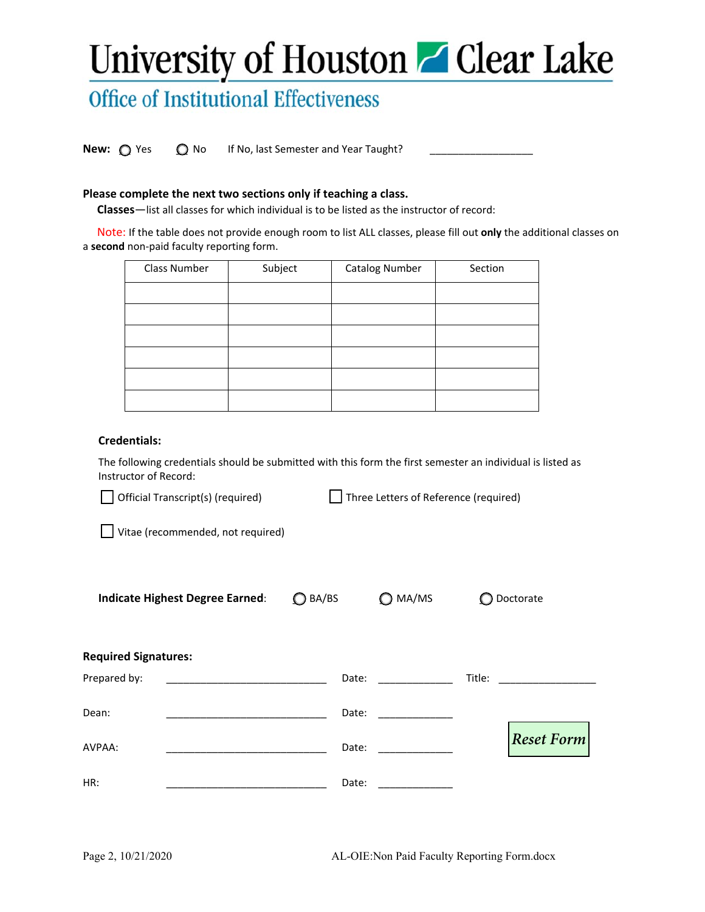# University of Houston Clear Lake

## Office of Institutional Effectiveness

**New:** ○ Yes ○ No If No, last Semester and Year Taught? ___________________

**Please complete the next two sections only if teaching a class.**

**Classes**—list all classes for which individual is to be listed as the instructor of record:

Note: If the table does not provide enough room to list ALL classes, please fill out **only** the additional classes on a **second** non-paid faculty reporting form.

| Class Number | Subject | Catalog Number | Section |
|---|---|---|---|
| | | | |
| | | | |
| | | | |
| | | | |
| | | | |
| | | | |

**Credentials:**

The following credentials should be submitted with this form the first semester an individual is listed as Instructor of Record:

☐ Official Transcript(s) (required) ☐ Three Letters of Reference (required)

☐ Vitae (recommended, not required)

**Indicate Highest Degree Earned**: ○ BA/BS ○ MA/MS ○ Doctorate

**Required Signatures:**

Prepared by: ______________________________ Date: ______________ Title: __________________

Dean: ______________________________ Date: ______________

AVPAA: ______________________________ Date: ______________

HR: ______________________________ Date: ______________

Reset Form

AL-OIE:Non Paid Faculty Reporting Form.docx